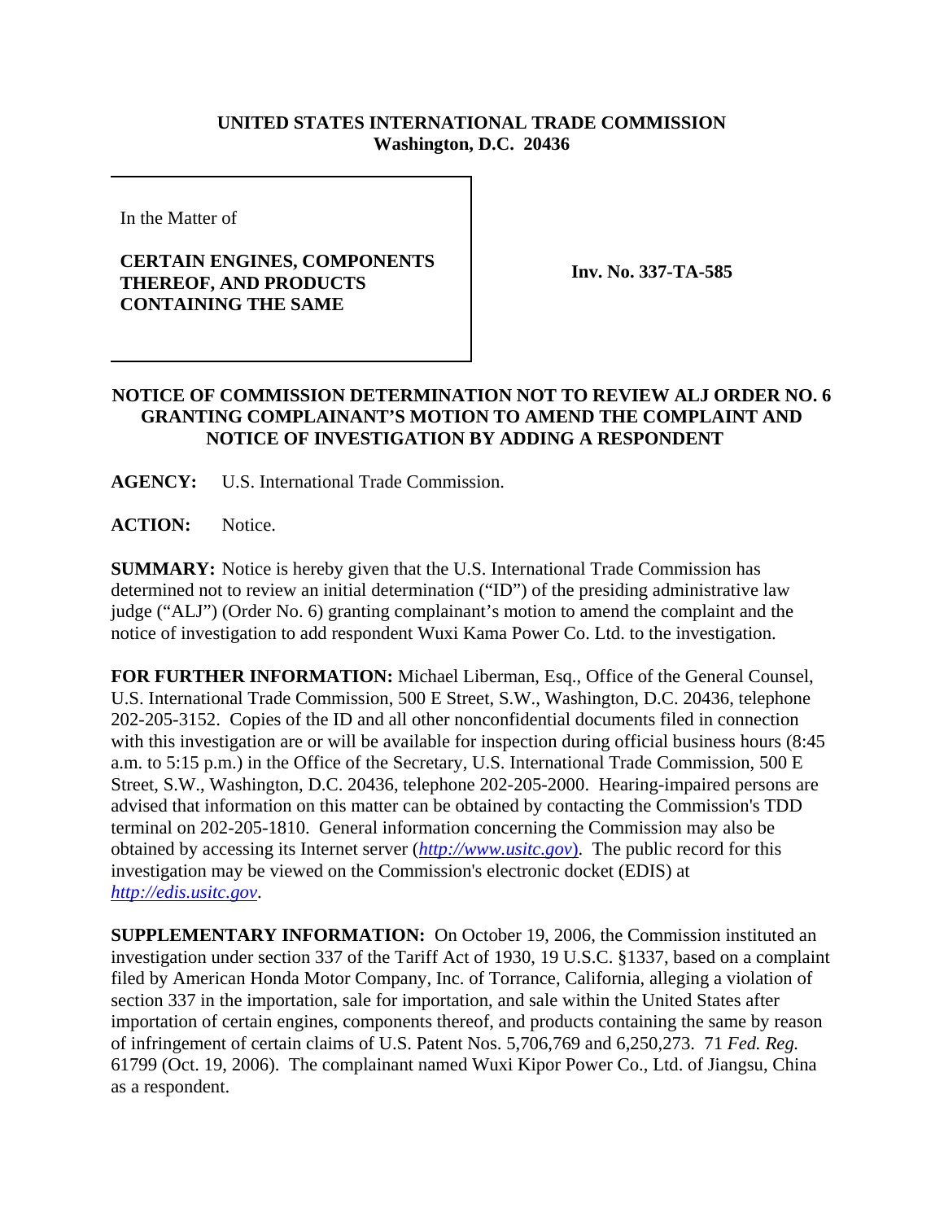**UNITED STATES INTERNATIONAL TRADE COMMISSION**
**Washington, D.C. 20436**

| In the Matter of<br><br>**CERTAIN ENGINES, COMPONENTS THEREOF, AND PRODUCTS CONTAINING THE SAME** | **Inv. No. 337-TA-585** |
|---|---|

**NOTICE OF COMMISSION DETERMINATION NOT TO REVIEW ALJ ORDER NO. 6 GRANTING COMPLAINANT'S MOTION TO AMEND THE COMPLAINT AND NOTICE OF INVESTIGATION BY ADDING A RESPONDENT**

**AGENCY:** U.S. International Trade Commission.

**ACTION:** Notice.

**SUMMARY:** Notice is hereby given that the U.S. International Trade Commission has determined not to review an initial determination ("ID") of the presiding administrative law judge ("ALJ") (Order No. 6) granting complainant's motion to amend the complaint and the notice of investigation to add respondent Wuxi Kama Power Co. Ltd. to the investigation.

**FOR FURTHER INFORMATION:** Michael Liberman, Esq., Office of the General Counsel, U.S. International Trade Commission, 500 E Street, S.W., Washington, D.C. 20436, telephone 202-205-3152. Copies of the ID and all other nonconfidential documents filed in connection with this investigation are or will be available for inspection during official business hours (8:45 a.m. to 5:15 p.m.) in the Office of the Secretary, U.S. International Trade Commission, 500 E Street, S.W., Washington, D.C. 20436, telephone 202-205-2000. Hearing-impaired persons are advised that information on this matter can be obtained by contacting the Commission's TDD terminal on 202-205-1810. General information concerning the Commission may also be obtained by accessing its Internet server (*http://www.usitc.gov*). The public record for this investigation may be viewed on the Commission's electronic docket (EDIS) at *http://edis.usitc.gov*.

**SUPPLEMENTARY INFORMATION:** On October 19, 2006, the Commission instituted an investigation under section 337 of the Tariff Act of 1930, 19 U.S.C. §1337, based on a complaint filed by American Honda Motor Company, Inc. of Torrance, California, alleging a violation of section 337 in the importation, sale for importation, and sale within the United States after importation of certain engines, components thereof, and products containing the same by reason of infringement of certain claims of U.S. Patent Nos. 5,706,769 and 6,250,273. 71 *Fed. Reg.* 61799 (Oct. 19, 2006). The complainant named Wuxi Kipor Power Co., Ltd. of Jiangsu, China as a respondent.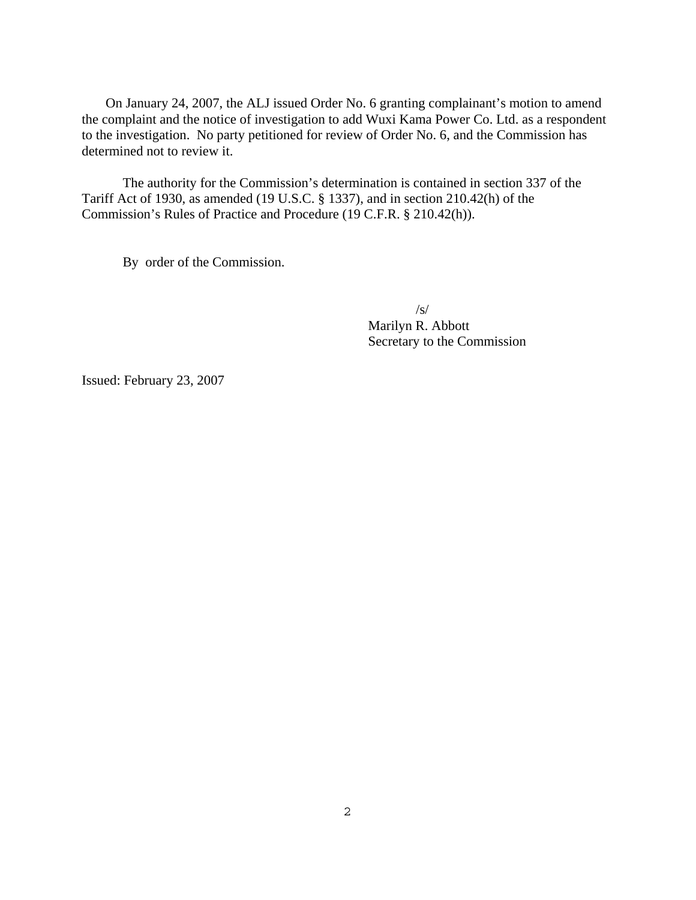On January 24, 2007, the ALJ issued Order No. 6 granting complainant's motion to amend the complaint and the notice of investigation to add Wuxi Kama Power Co. Ltd. as a respondent to the investigation. No party petitioned for review of Order No. 6, and the Commission has determined not to review it.

The authority for the Commission's determination is contained in section 337 of the Tariff Act of 1930, as amended (19 U.S.C. § 1337), and in section 210.42(h) of the Commission's Rules of Practice and Procedure (19 C.F.R. § 210.42(h)).

By order of the Commission.

/s/
Marilyn R. Abbott
Secretary to the Commission

Issued: February 23, 2007